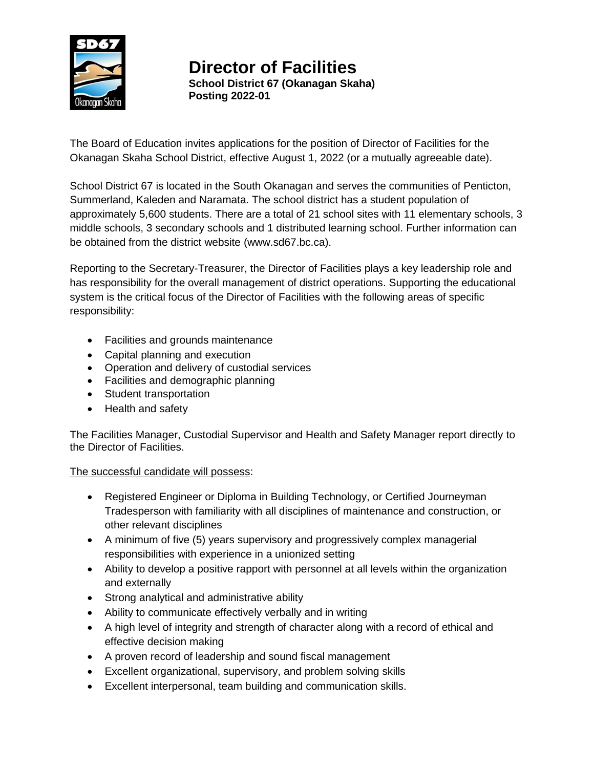# Director of Facilities

**School District 67 (Okanagan Skaha)**
**Posting 2022-01**

The Board of Education invites applications for the position of Director of Facilities for the Okanagan Skaha School District, effective August 1, 2022 (or a mutually agreeable date).

School District 67 is located in the South Okanagan and serves the communities of Penticton, Summerland, Kaleden and Naramata. The school district has a student population of approximately 5,600 students. There are a total of 21 school sites with 11 elementary schools, 3 middle schools, 3 secondary schools and 1 distributed learning school. Further information can be obtained from the district website (www.sd67.bc.ca).

Reporting to the Secretary-Treasurer, the Director of Facilities plays a key leadership role and has responsibility for the overall management of district operations. Supporting the educational system is the critical focus of the Director of Facilities with the following areas of specific responsibility:

- Facilities and grounds maintenance
- Capital planning and execution
- Operation and delivery of custodial services
- Facilities and demographic planning
- Student transportation
- Health and safety

The Facilities Manager, Custodial Supervisor and Health and Safety Manager report directly to the Director of Facilities.

<u>The successful candidate will possess</u>:

- Registered Engineer or Diploma in Building Technology, or Certified Journeyman Tradesperson with familiarity with all disciplines of maintenance and construction, or other relevant disciplines
- A minimum of five (5) years supervisory and progressively complex managerial responsibilities with experience in a unionized setting
- Ability to develop a positive rapport with personnel at all levels within the organization and externally
- Strong analytical and administrative ability
- Ability to communicate effectively verbally and in writing
- A high level of integrity and strength of character along with a record of ethical and effective decision making
- A proven record of leadership and sound fiscal management
- Excellent organizational, supervisory, and problem solving skills
- Excellent interpersonal, team building and communication skills.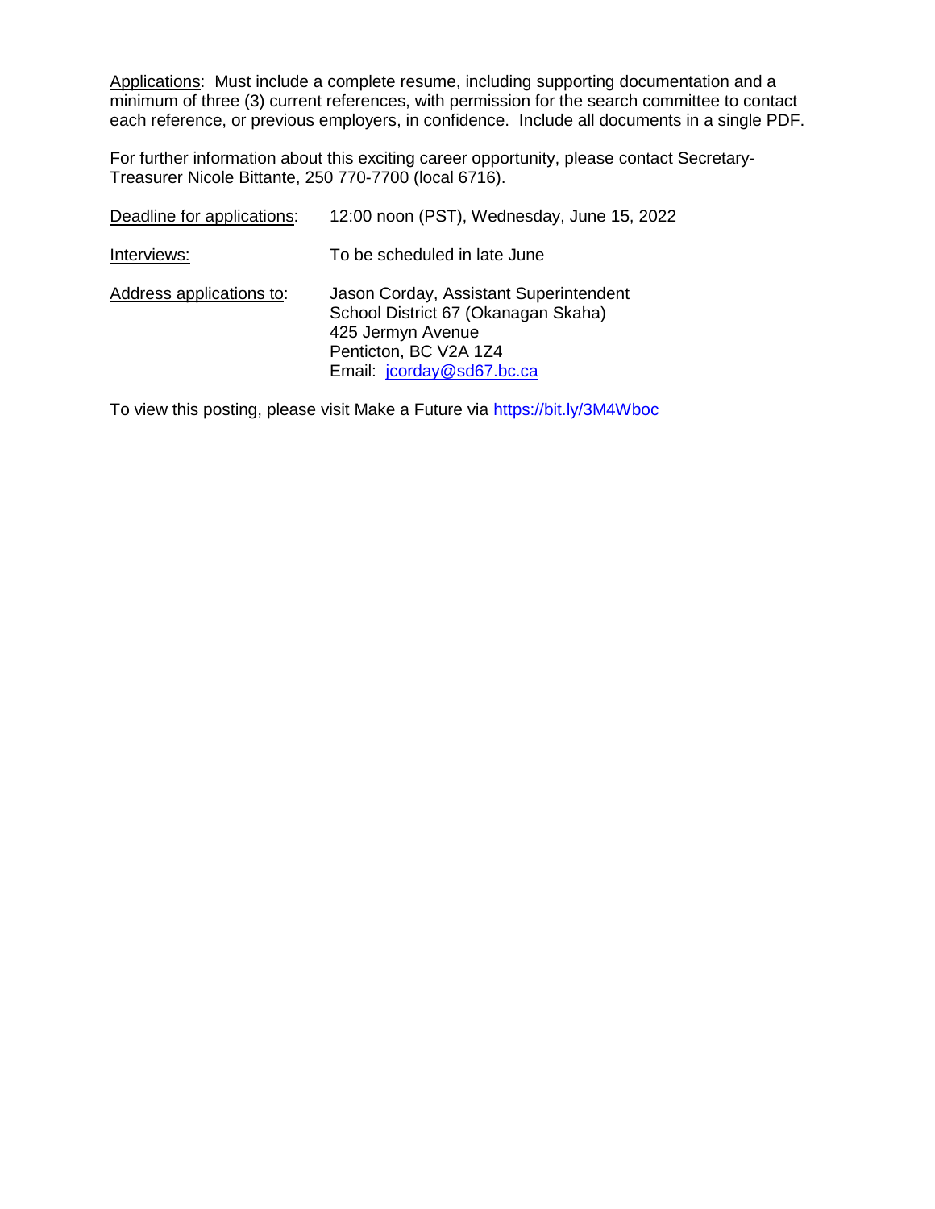Applications: Must include a complete resume, including supporting documentation and a minimum of three (3) current references, with permission for the search committee to contact each reference, or previous employers, in confidence. Include all documents in a single PDF.

For further information about this exciting career opportunity, please contact Secretary-Treasurer Nicole Bittante, 250 770-7700 (local 6716).

| | |
|---|---|
| Deadline for applications: | 12:00 noon (PST), Wednesday, June 15, 2022 |
| Interviews: | To be scheduled in late June |
| Address applications to: | Jason Corday, Assistant Superintendent<br>School District 67 (Okanagan Skaha)<br>425 Jermyn Avenue<br>Penticton, BC V2A 1Z4<br>Email: jcorday@sd67.bc.ca |

To view this posting, please visit Make a Future via https://bit.ly/3M4Wboc